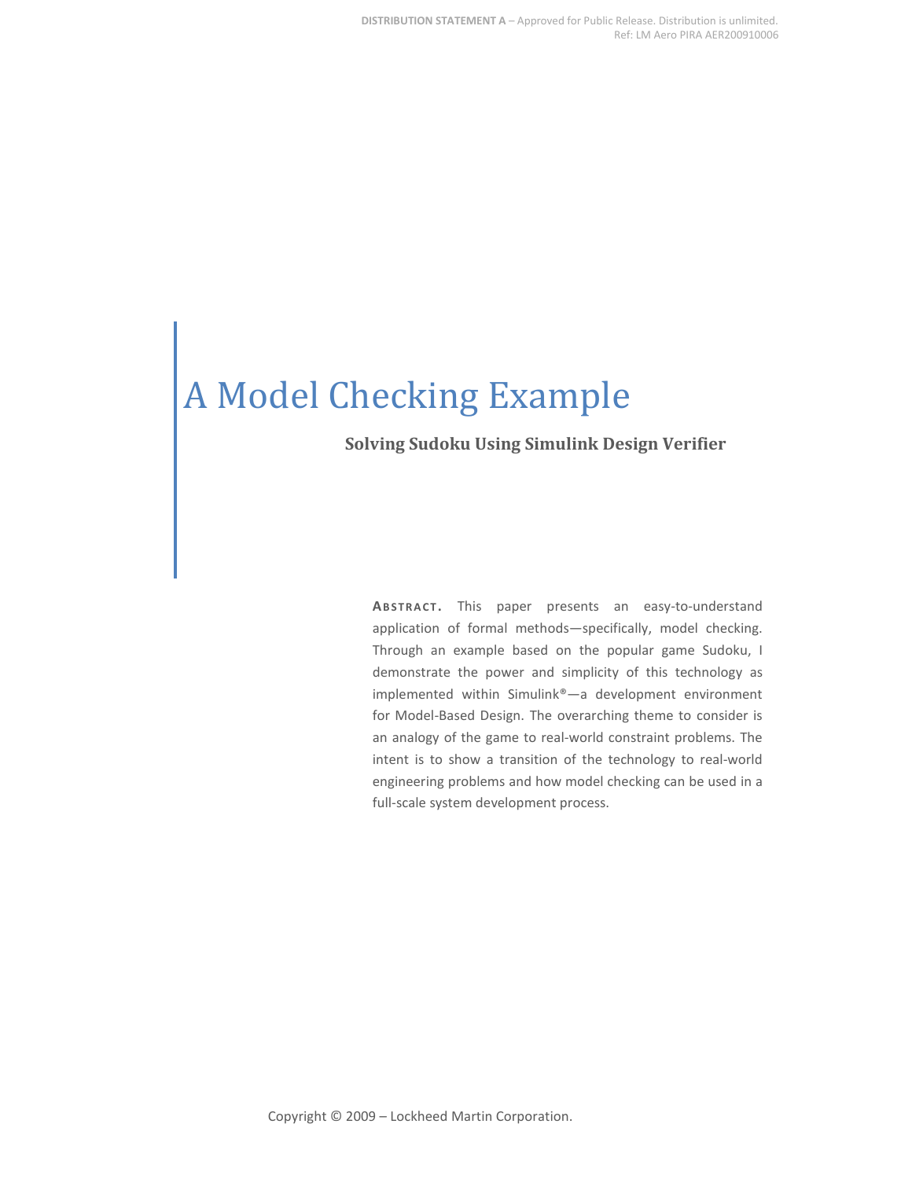DISTRIBUTION STATEMENT A – Approved for Public Release. Distribution is unlimited.
Ref: LM Aero PIRA AER200910006

# A Model Checking Example

### Solving Sudoku Using Simulink Design Verifier

**ABSTRACT.** This paper presents an easy-to-understand application of formal methods—specifically, model checking. Through an example based on the popular game Sudoku, I demonstrate the power and simplicity of this technology as implemented within Simulink®—a development environment for Model-Based Design. The overarching theme to consider is an analogy of the game to real-world constraint problems. The intent is to show a transition of the technology to real-world engineering problems and how model checking can be used in a full-scale system development process.

Copyright © 2009 – Lockheed Martin Corporation.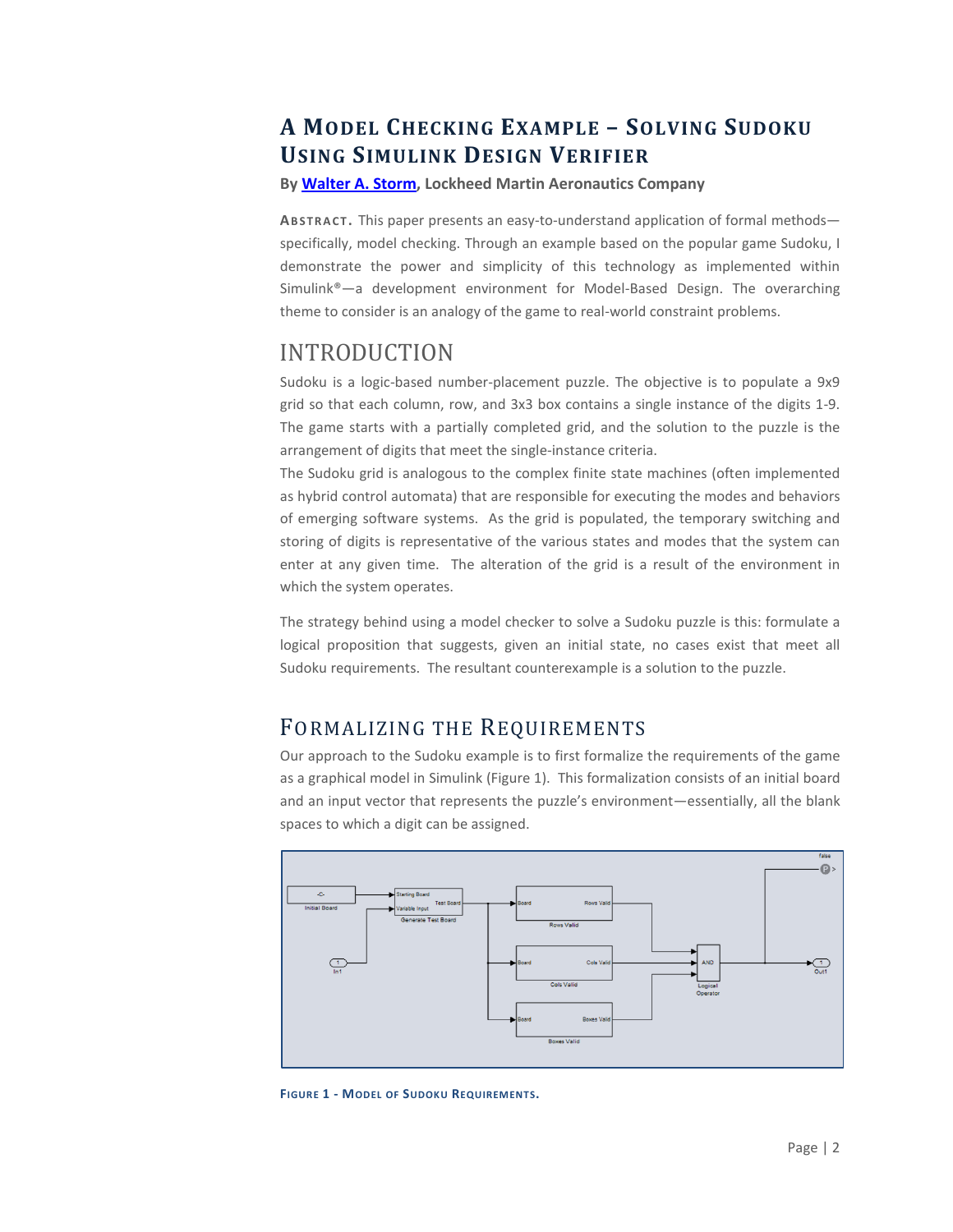# A Model Checking Example – Solving Sudoku Using Simulink Design Verifier

**By Walter A. Storm, Lockheed Martin Aeronautics Company**

**ABSTRACT.** This paper presents an easy-to-understand application of formal methods—specifically, model checking. Through an example based on the popular game Sudoku, I demonstrate the power and simplicity of this technology as implemented within Simulink®—a development environment for Model-Based Design. The overarching theme to consider is an analogy of the game to real-world constraint problems.

## INTRODUCTION

Sudoku is a logic-based number-placement puzzle. The objective is to populate a 9x9 grid so that each column, row, and 3x3 box contains a single instance of the digits 1-9. The game starts with a partially completed grid, and the solution to the puzzle is the arrangement of digits that meet the single-instance criteria.

The Sudoku grid is analogous to the complex finite state machines (often implemented as hybrid control automata) that are responsible for executing the modes and behaviors of emerging software systems. As the grid is populated, the temporary switching and storing of digits is representative of the various states and modes that the system can enter at any given time. The alteration of the grid is a result of the environment in which the system operates.

The strategy behind using a model checker to solve a Sudoku puzzle is this: formulate a logical proposition that suggests, given an initial state, no cases exist that meet all Sudoku requirements. The resultant counterexample is a solution to the puzzle.

## FORMALIZING THE REQUIREMENTS

Our approach to the Sudoku example is to first formalize the requirements of the game as a graphical model in Simulink (Figure 1). This formalization consists of an initial board and an input vector that represents the puzzle's environment—essentially, all the blank spaces to which a digit can be assigned.

**FIGURE 1 - MODEL OF SUDOKU REQUIREMENTS.**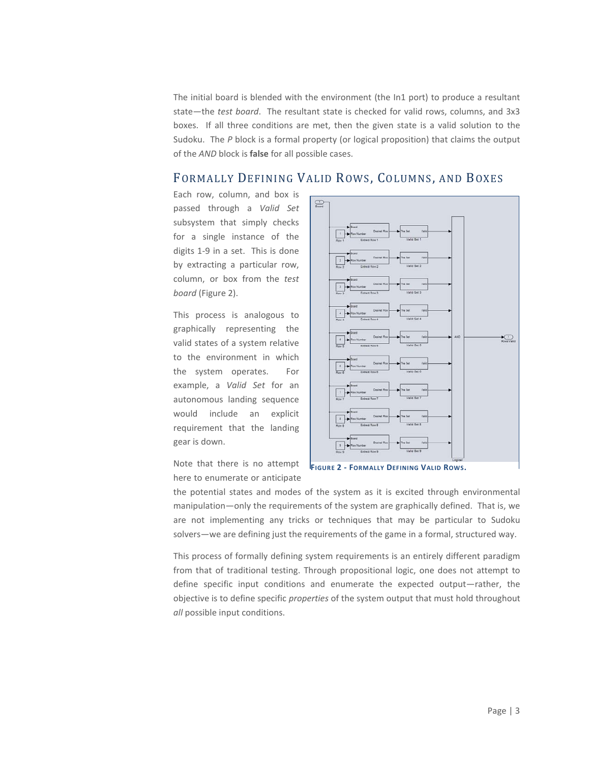The initial board is blended with the environment (the In1 port) to produce a resultant state—the *test board*. The resultant state is checked for valid rows, columns, and 3x3 boxes. If all three conditions are met, then the given state is a valid solution to the Sudoku. The *P* block is a formal property (or logical proposition) that claims the output of the *AND* block is **false** for all possible cases.

## Formally Defining Valid Rows, Columns, and Boxes

Each row, column, and box is passed through a *Valid Set* subsystem that simply checks for a single instance of the digits 1-9 in a set. This is done by extracting a particular row, column, or box from the *test board* (Figure 2).

This process is analogous to graphically representing the valid states of a system relative to the environment in which the system operates. For example, a *Valid Set* for an autonomous landing sequence would include an explicit requirement that the landing gear is down.

**Figure 2 - Formally Defining Valid Rows.**

Note that there is no attempt here to enumerate or anticipate the potential states and modes of the system as it is excited through environmental manipulation—only the requirements of the system are graphically defined. That is, we are not implementing any tricks or techniques that may be particular to Sudoku solvers—we are defining just the requirements of the game in a formal, structured way.

This process of formally defining system requirements is an entirely different paradigm from that of traditional testing. Through propositional logic, one does not attempt to define specific input conditions and enumerate the expected output—rather, the objective is to define specific *properties* of the system output that must hold throughout *all* possible input conditions.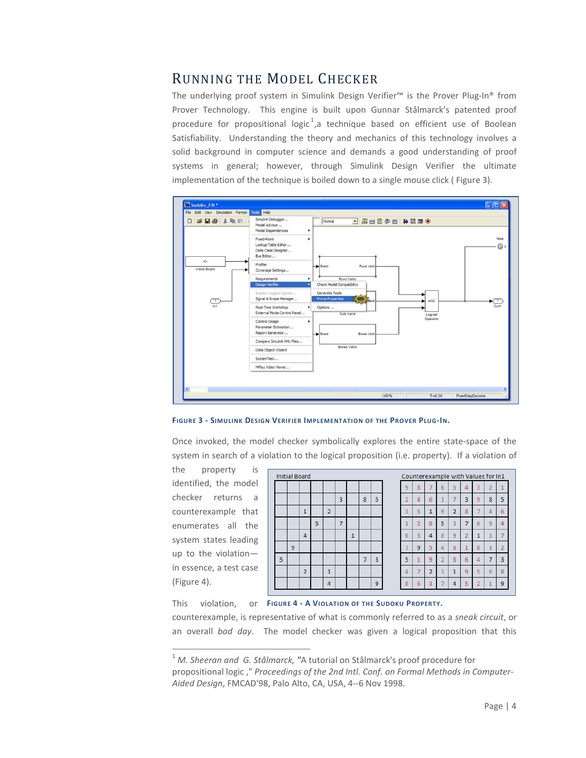# Running the Model Checker

The underlying proof system in Simulink Design Verifier™ is the Prover Plug-In® from Prover Technology. This engine is built upon Gunnar Stålmarck's patented proof procedure for propositional logic[1], a technique based on efficient use of Boolean Satisfiability. Understanding the theory and mechanics of this technology involves a solid background in computer science and demands a good understanding of proof systems in general; however, through Simulink Design Verifier the ultimate implementation of the technique is boiled down to a single mouse click ( Figure 3).

**Figure 3 - Simulink Design Verifier Implementation of the Prover Plug-In.**

Once invoked, the model checker symbolically explores the entire state-space of the system in search of a violation to the logical proposition (i.e. property). If a violation of the property is identified, the model checker returns a counterexample that enumerates all the system states leading up to the violation—in essence, a test case (Figure 4).

Initial Board

| | | | | | | | | |
|---|---|---|---|---|---|---|---|---|
| | | | | | | | | |
| | | | | | 3 | | 8 | 5 |
| | | 1 | | 2 | | | | |
| | | | 5 | | 7 | | | |
| | | 4 | | | | 1 | | |
| | 9 | | | | | | | |
| 5 | | | | | | | 7 | 3 |
| | | 2 | | 1 | | | | |
| | | | | 4 | | | | 9 |

Counterexample with Values for In1

| | | | | | | | | |
|---|---|---|---|---|---|---|---|---|
| 9 | 8 | 7 | 6 | 5 | 4 | 3 | 2 | 1 |
| 2 | 4 | 6 | 1 | 7 | 3 | 9 | 8 | 5 |
| 3 | 5 | 1 | 9 | 2 | 8 | 7 | 4 | 6 |
| 1 | 2 | 8 | 5 | 3 | 7 | 6 | 9 | 4 |
| 6 | 3 | 4 | 8 | 9 | 2 | 1 | 5 | 7 |
| 7 | 9 | 5 | 4 | 6 | 1 | 8 | 3 | 2 |
| 5 | 1 | 9 | 2 | 8 | 6 | 4 | 7 | 3 |
| 4 | 7 | 2 | 3 | 1 | 9 | 5 | 6 | 8 |
| 8 | 6 | 3 | 7 | 4 | 5 | 2 | 1 | 9 |

**Figure 4 - A Violation of the Sudoku Property.**

This violation, or counterexample, is representative of what is commonly referred to as a *sneak circuit*, or an overall *bad day*. The model checker was given a logical proposition that this

---

[1] *M. Sheeran and G. Stålmarck*, "A tutorial on Stålmarck's proof procedure for propositional logic ," *Proceedings of the 2nd Intl. Conf. on Formal Methods in Computer-Aided Design*, FMCAD'98, Palo Alto, CA, USA, 4--6 Nov 1998.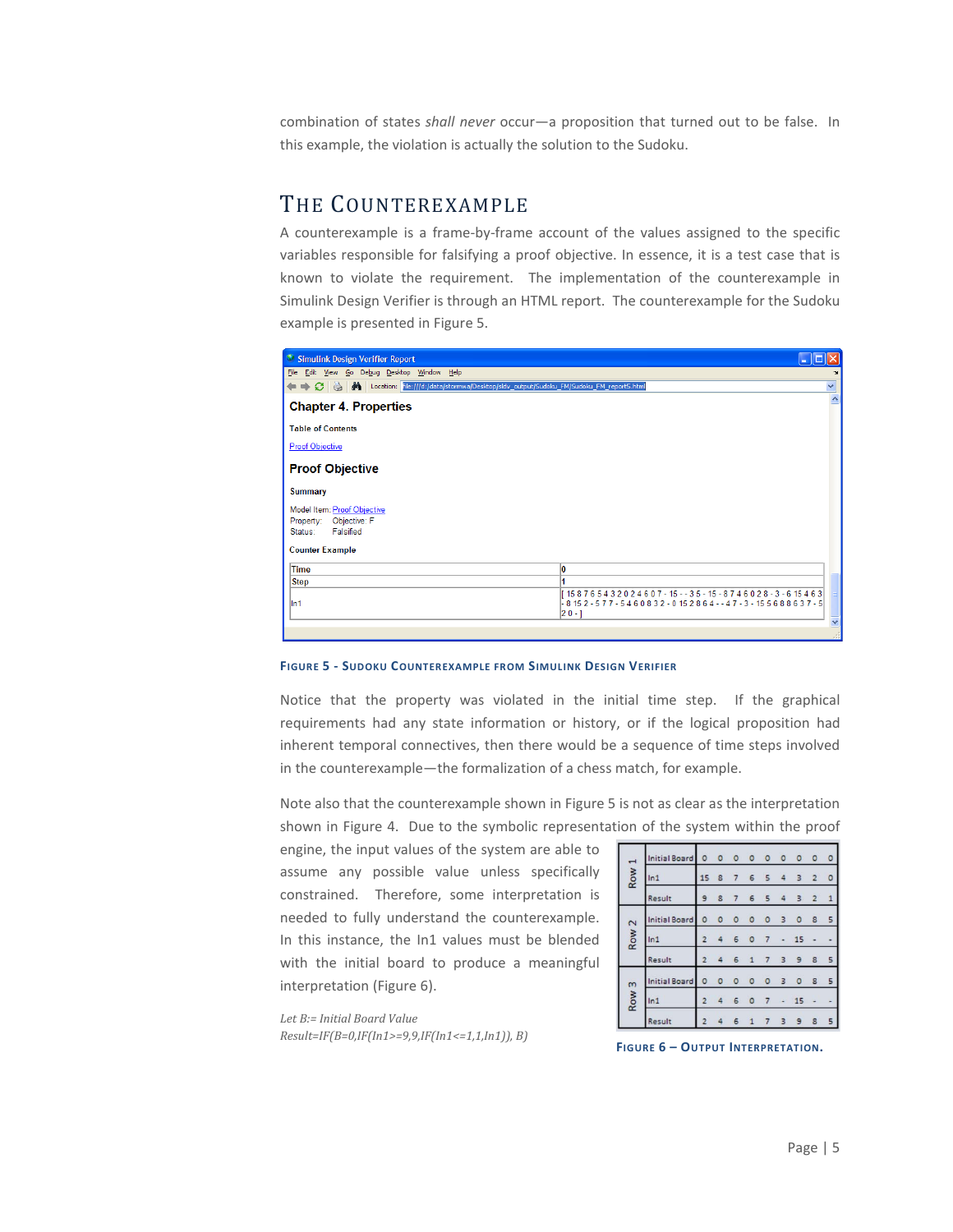combination of states *shall never* occur—a proposition that turned out to be false. In this example, the violation is actually the solution to the Sudoku.

## The Counterexample

A counterexample is a frame-by-frame account of the values assigned to the specific variables responsible for falsifying a proof objective. In essence, it is a test case that is known to violate the requirement. The implementation of the counterexample in Simulink Design Verifier is through an HTML report. The counterexample for the Sudoku example is presented in Figure 5.

**Chapter 4. Properties**

Table of Contents

Proof Objective

**Proof Objective**

Summary

Model Item: Proof Objective
Property: Objective: F
Status: Falsified

Counter Example

| Time | 0 |
|---|---|
| Step | 1 |
| In1 | [ 15 8 7 6 5 4 3 2 0 2 4 6 0 7 - 15 - - 3 5 - 15 - 8 7 4 6 0 2 8 - 3 - 6 15 4 6 3 - 8 15 2 - 5 7 7 - 5 4 6 0 8 3 2 - 0 15 2 8 6 4 - - 4 7 - 3 - 15 5 6 8 8 6 3 7 - 5 2 0 - ] |

FIGURE 5 - SUDOKU COUNTEREXAMPLE FROM SIMULINK DESIGN VERIFIER

Notice that the property was violated in the initial time step. If the graphical requirements had any state information or history, or if the logical proposition had inherent temporal connectives, then there would be a sequence of time steps involved in the counterexample—the formalization of a chess match, for example.

Note also that the counterexample shown in Figure 5 is not as clear as the interpretation shown in Figure 4. Due to the symbolic representation of the system within the proof engine, the input values of the system are able to assume any possible value unless specifically constrained. Therefore, some interpretation is needed to fully understand the counterexample. In this instance, the In1 values must be blended with the initial board to produce a meaningful interpretation (Figure 6).

*Let B:= Initial Board Value*
*Result=IF(B=0,IF(In1>=9,9,IF(In1<=1,1,In1)), B)*

| | | | | | | | | | | |
|---|---|---|---|---|---|---|---|---|---|---|
| Row 1 | Initial Board | 0 | 0 | 0 | 0 | 0 | 0 | 0 | 0 | 0 |
| | In1 | 15 | 8 | 7 | 6 | 5 | 4 | 3 | 2 | 0 |
| | Result | 9 | 8 | 7 | 6 | 5 | 4 | 3 | 2 | 1 |
| Row 2 | Initial Board | 0 | 0 | 0 | 0 | 0 | 3 | 0 | 8 | 5 |
| | In1 | 2 | 4 | 6 | 0 | 7 | - | 15 | - | - |
| | Result | 2 | 4 | 6 | 1 | 7 | 3 | 9 | 8 | 5 |
| Row 3 | Initial Board | 0 | 0 | 0 | 0 | 0 | 3 | 0 | 8 | 5 |
| | In1 | 2 | 4 | 6 | 0 | 7 | - | 15 | - | - |
| | Result | 2 | 4 | 6 | 1 | 7 | 3 | 9 | 8 | 5 |

FIGURE 6 – OUTPUT INTERPRETATION.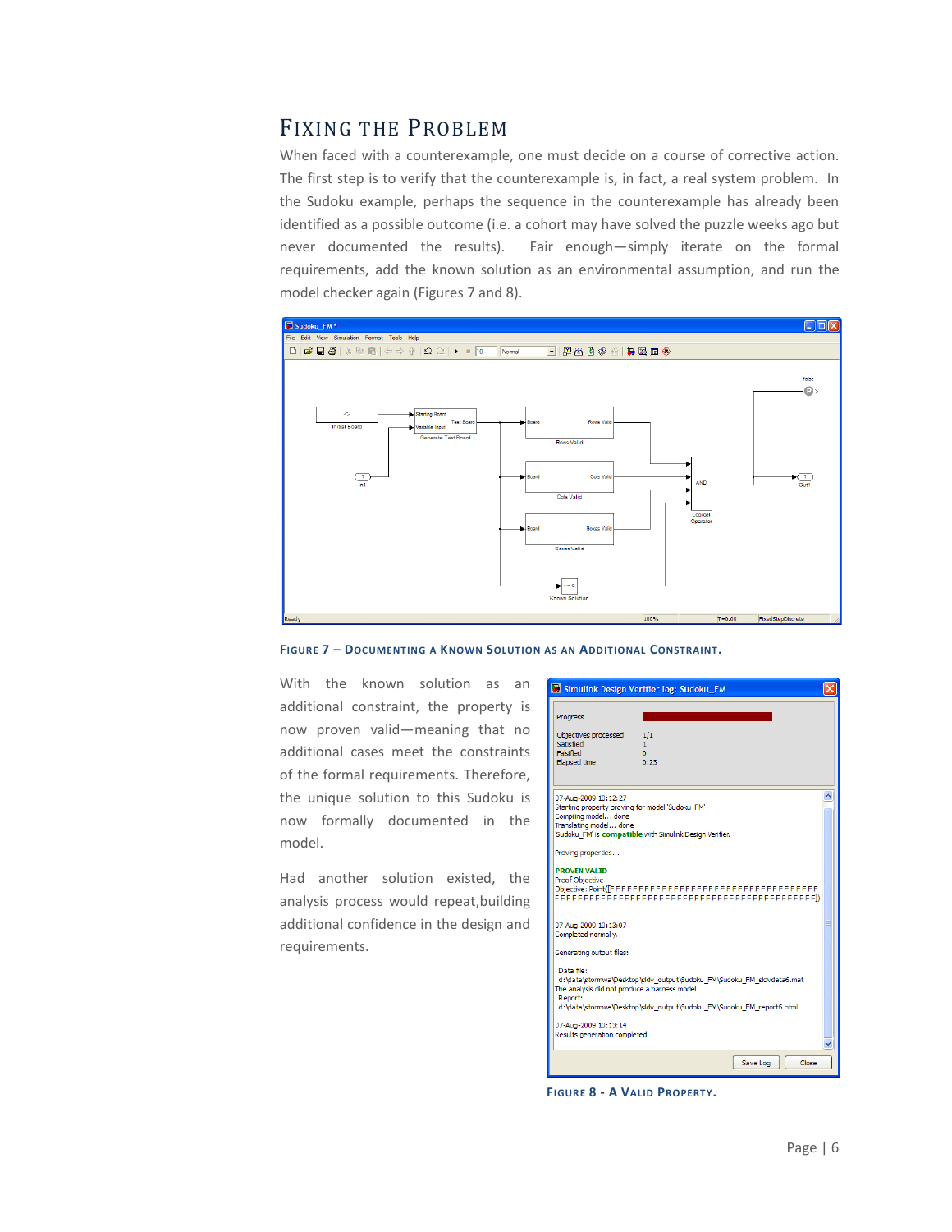## Fixing the Problem

When faced with a counterexample, one must decide on a course of corrective action. The first step is to verify that the counterexample is, in fact, a real system problem. In the Sudoku example, perhaps the sequence in the counterexample has already been identified as a possible outcome (i.e. a cohort may have solved the puzzle weeks ago but never documented the results). Fair enough—simply iterate on the formal requirements, add the known solution as an environmental assumption, and run the model checker again (Figures 7 and 8).

**Figure 7 – Documenting a Known Solution as an Additional Constraint.**

With the known solution as an additional constraint, the property is now proven valid—meaning that no additional cases meet the constraints of the formal requirements. Therefore, the unique solution to this Sudoku is now formally documented in the model.

Had another solution existed, the analysis process would repeat,building additional confidence in the design and requirements.

**Figure 8 - A Valid Property.**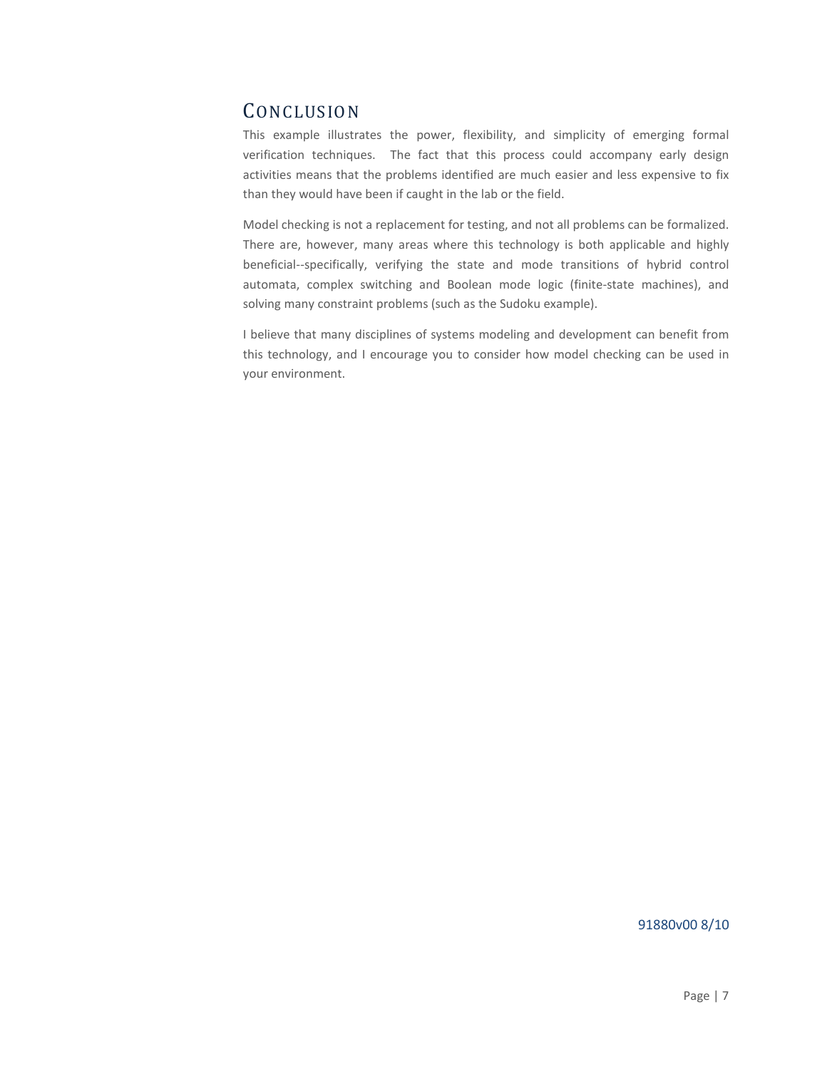## Conclusion

This example illustrates the power, flexibility, and simplicity of emerging formal verification techniques. The fact that this process could accompany early design activities means that the problems identified are much easier and less expensive to fix than they would have been if caught in the lab or the field.

Model checking is not a replacement for testing, and not all problems can be formalized. There are, however, many areas where this technology is both applicable and highly beneficial--specifically, verifying the state and mode transitions of hybrid control automata, complex switching and Boolean mode logic (finite-state machines), and solving many constraint problems (such as the Sudoku example).

I believe that many disciplines of systems modeling and development can benefit from this technology, and I encourage you to consider how model checking can be used in your environment.

91880v00 8/10